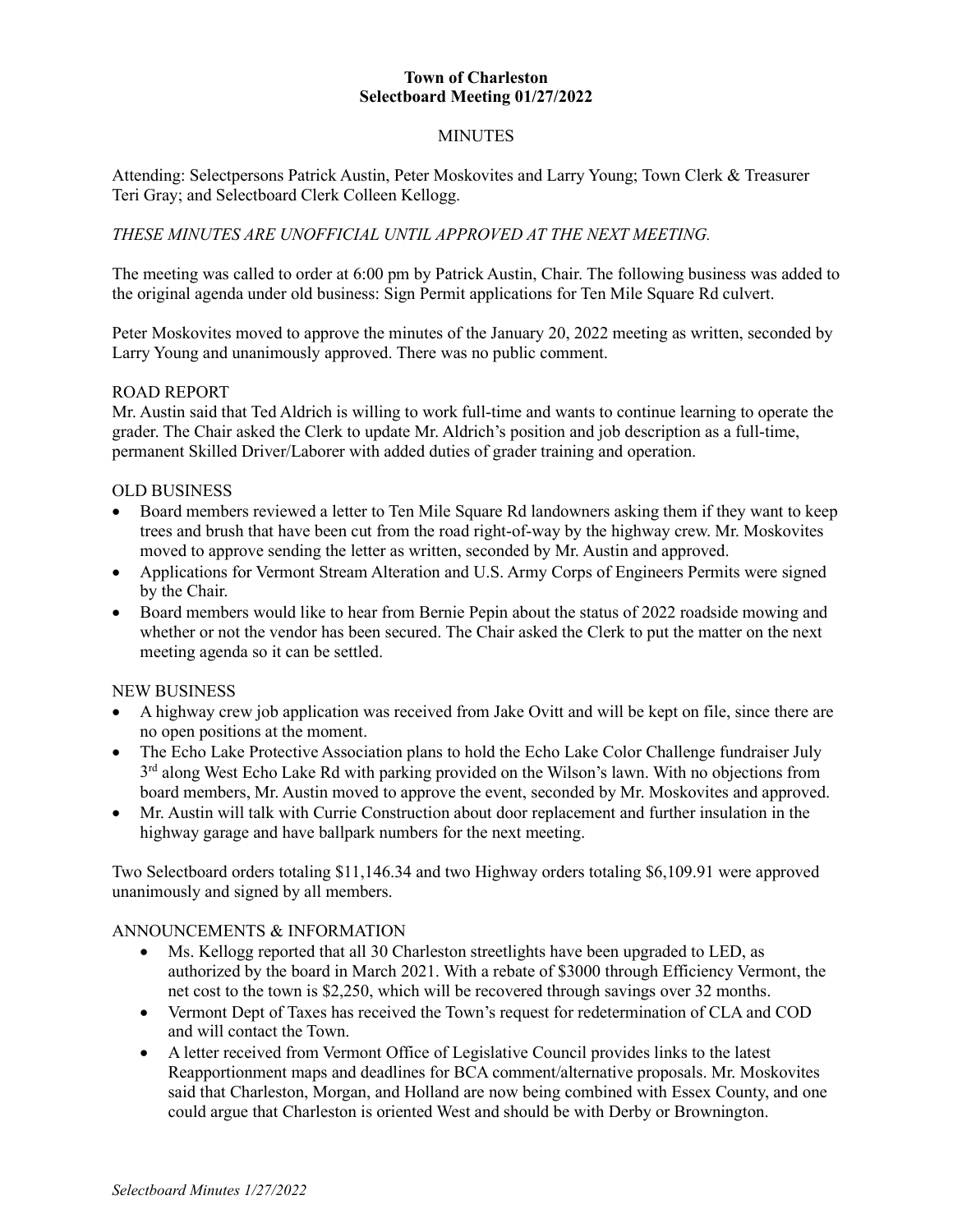**Town of Charleston**
**Selectboard Meeting 01/27/2022**

MINUTES

Attending: Selectpersons Patrick Austin, Peter Moskovites and Larry Young; Town Clerk & Treasurer Teri Gray; and Selectboard Clerk Colleen Kellogg.

*THESE MINUTES ARE UNOFFICIAL UNTIL APPROVED AT THE NEXT MEETING.*

The meeting was called to order at 6:00 pm by Patrick Austin, Chair. The following business was added to the original agenda under old business: Sign Permit applications for Ten Mile Square Rd culvert.

Peter Moskovites moved to approve the minutes of the January 20, 2022 meeting as written, seconded by Larry Young and unanimously approved. There was no public comment.

ROAD REPORT

Mr. Austin said that Ted Aldrich is willing to work full-time and wants to continue learning to operate the grader. The Chair asked the Clerk to update Mr. Aldrich's position and job description as a full-time, permanent Skilled Driver/Laborer with added duties of grader training and operation.

OLD BUSINESS

- Board members reviewed a letter to Ten Mile Square Rd landowners asking them if they want to keep trees and brush that have been cut from the road right-of-way by the highway crew. Mr. Moskovites moved to approve sending the letter as written, seconded by Mr. Austin and approved.
- Applications for Vermont Stream Alteration and U.S. Army Corps of Engineers Permits were signed by the Chair.
- Board members would like to hear from Bernie Pepin about the status of 2022 roadside mowing and whether or not the vendor has been secured. The Chair asked the Clerk to put the matter on the next meeting agenda so it can be settled.

NEW BUSINESS

- A highway crew job application was received from Jake Ovitt and will be kept on file, since there are no open positions at the moment.
- The Echo Lake Protective Association plans to hold the Echo Lake Color Challenge fundraiser July 3rd along West Echo Lake Rd with parking provided on the Wilson's lawn. With no objections from board members, Mr. Austin moved to approve the event, seconded by Mr. Moskovites and approved.
- Mr. Austin will talk with Currie Construction about door replacement and further insulation in the highway garage and have ballpark numbers for the next meeting.

Two Selectboard orders totaling $11,146.34 and two Highway orders totaling $6,109.91 were approved unanimously and signed by all members.

ANNOUNCEMENTS & INFORMATION

- Ms. Kellogg reported that all 30 Charleston streetlights have been upgraded to LED, as authorized by the board in March 2021. With a rebate of $3000 through Efficiency Vermont, the net cost to the town is $2,250, which will be recovered through savings over 32 months.
- Vermont Dept of Taxes has received the Town's request for redetermination of CLA and COD and will contact the Town.
- A letter received from Vermont Office of Legislative Council provides links to the latest Reapportionment maps and deadlines for BCA comment/alternative proposals. Mr. Moskovites said that Charleston, Morgan, and Holland are now being combined with Essex County, and one could argue that Charleston is oriented West and should be with Derby or Brownington.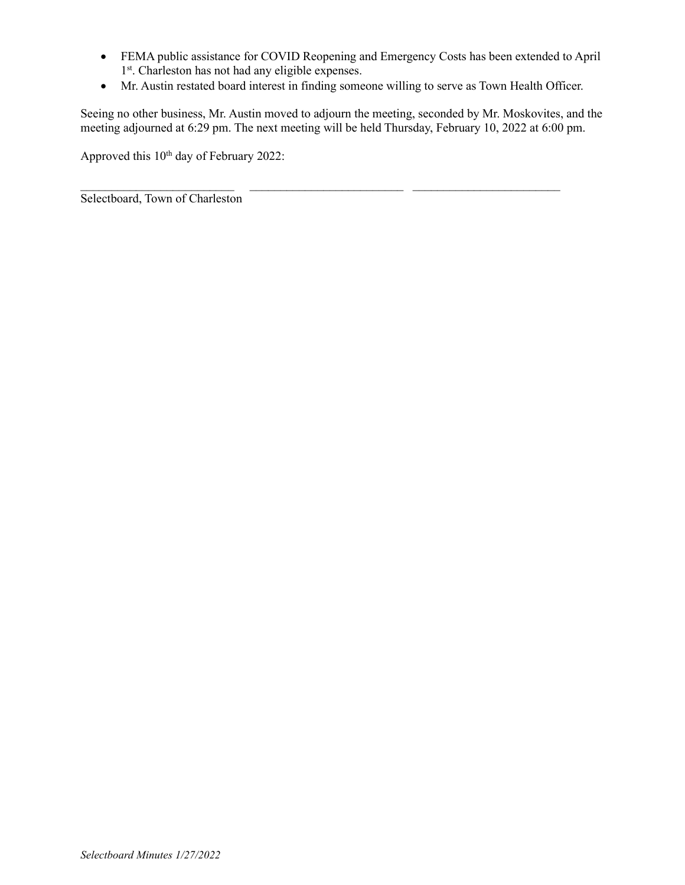- FEMA public assistance for COVID Reopening and Emergency Costs has been extended to April 1st. Charleston has not had any eligible expenses.
- Mr. Austin restated board interest in finding someone willing to serve as Town Health Officer.

Seeing no other business, Mr. Austin moved to adjourn the meeting, seconded by Mr. Moskovites, and the meeting adjourned at 6:29 pm. The next meeting will be held Thursday, February 10, 2022 at 6:00 pm.

Approved this 10th day of February 2022:

_________________________ _________________________ _________________________

Selectboard, Town of Charleston